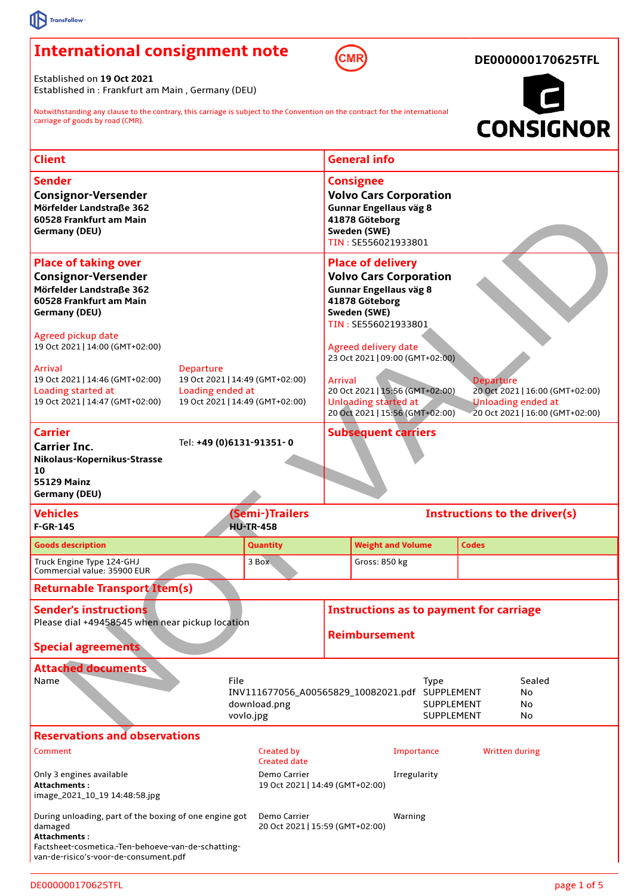TransFollow

# International consignment note

CMR

**DE000000170625TFL**

**CONSIGNOR**

Established on **19 Oct 2021**
Established in : Frankfurt am Main , Germany (DEU)

Notwithstanding any clause to the contrary, this carriage is subject to the Convention on the contract for the international carriage of goods by road (CMR).

NOT VALID

## Client

### Sender

**Consignor-Versender**
**Mörfelder Landstraße 362**
**60528 Frankfurt am Main**
**Germany (DEU)**

### Place of taking over

**Consignor-Versender**
**Mörfelder Landstraße 362**
**60528 Frankfurt am Main**
**Germany (DEU)**

Agreed pickup date
19 Oct 2021 | 14:00 (GMT+02:00)

| Arrival | Departure |
|---|---|
| 19 Oct 2021 \| 14:46 (GMT+02:00) | 19 Oct 2021 \| 14:49 (GMT+02:00) |
| **Loading started at** | **Loading ended at** |
| 19 Oct 2021 \| 14:47 (GMT+02:00) | 19 Oct 2021 \| 14:49 (GMT+02:00) |

### Carrier

**Carrier Inc.**
**Nikolaus-Kopernikus-Strasse 10**
**55129 Mainz**
**Germany (DEU)**

Tel: **+49 (0)6131-91351- 0**

## General info

### Consignee

**Volvo Cars Corporation**
**Gunnar Engellaus väg 8**
**41878 Göteborg**
**Sweden (SWE)**
TIN : SE556021933801

### Place of delivery

**Volvo Cars Corporation**
**Gunnar Engellaus väg 8**
**41878 Göteborg**
**Sweden (SWE)**
TIN : SE556021933801

Agreed delivery date
23 Oct 2021 | 09:00 (GMT+02:00)

| Arrival | Departure |
|---|---|
| 20 Oct 2021 \| 15:56 (GMT+02:00) | 20 Oct 2021 \| 16:00 (GMT+02:00) |
| **Unloading started at** | **Unloading ended at** |
| 20 Oct 2021 \| 15:56 (GMT+02:00) | 20 Oct 2021 \| 16:00 (GMT+02:00) |

### Subsequent carriers

## Vehicles

| Vehicles | (Semi-)Trailers | Instructions to the driver(s) |
|---|---|---|
| F-GR-145 | HU-TR-458 | |

| Goods description | Quantity | Weight and Volume | Codes |
|---|---|---|---|
| Truck Engine Type 124-GHJ<br>Commercial value: 35900 EUR | 3 Box | Gross: 850 kg | |

## Returnable Transport Item(s)

## Sender's instructions

Please dial +49458545 when near pickup location

## Special agreements

## Instructions as to payment for carriage

### Reimbursement

## Attached documents

| Name | File | Type | Sealed |
|---|---|---|---|
| | INV111677056_A00565829_10082021.pdf | SUPPLEMENT | No |
| | download.png | SUPPLEMENT | No |
| | vovlo.jpg | SUPPLEMENT | No |

## Reservations and observations

| Comment | Created by / Created date | Importance | Written during |
|---|---|---|---|
| Only 3 engines available<br>**Attachments :**<br>image_2021_10_19 14:48:58.jpg | Demo Carrier<br>19 Oct 2021 \| 14:49 (GMT+02:00) | Irregularity | |
| During unloading, part of the boxing of one engine got damaged<br>**Attachments :**<br>Factsheet-cosmetica.-Ten-behoeve-van-de-schatting-van-de-risico's-voor-de-consument.pdf | Demo Carrier<br>20 Oct 2021 \| 15:59 (GMT+02:00) | Warning | |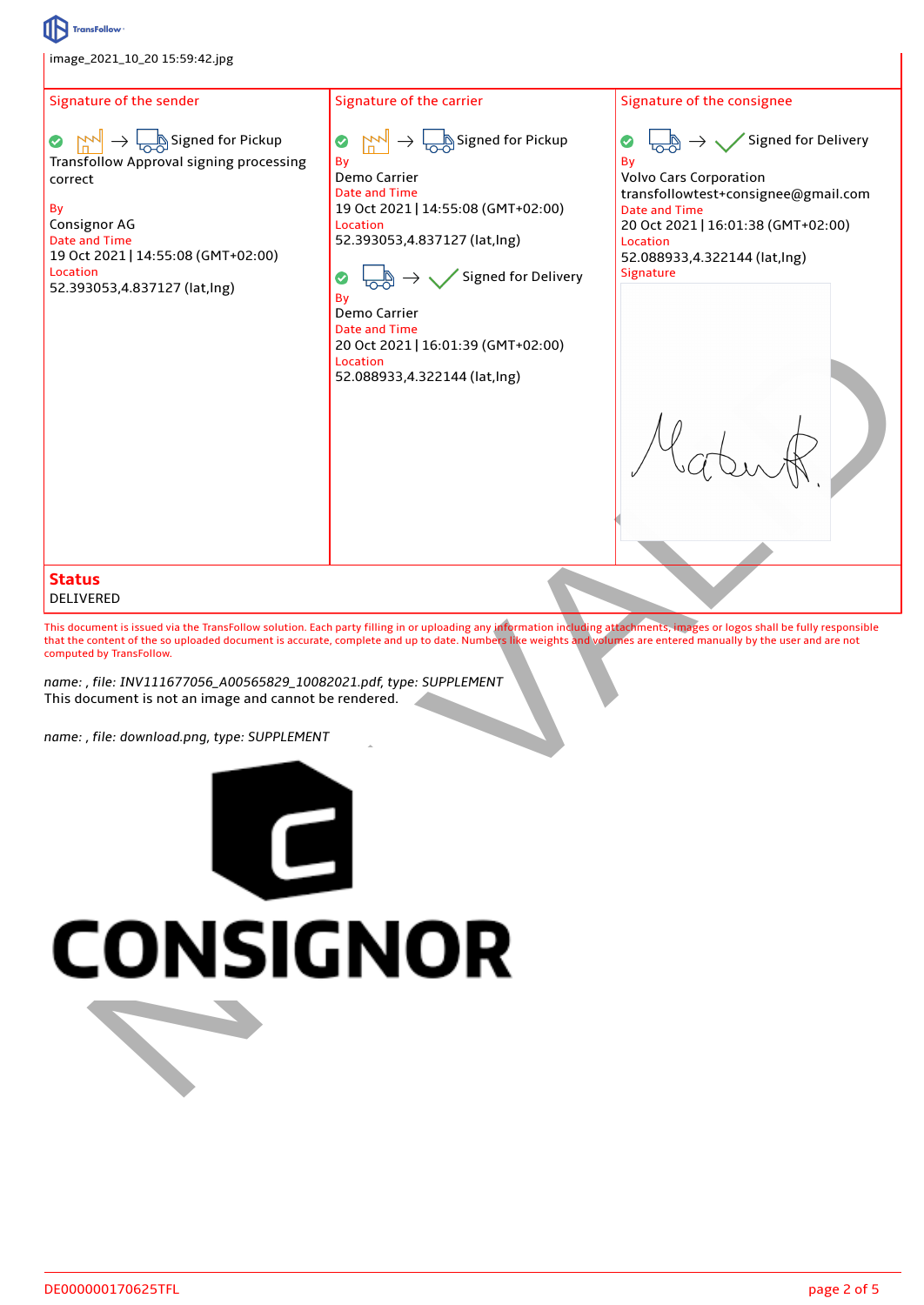image_2021_10_20 15:59:42.jpg

| Signature of the sender | Signature of the carrier | Signature of the consignee |
| --- | --- | --- |
| Signed for Pickup<br>Transfollow Approval signing processing correct<br><br>By<br>Consignor AG<br>Date and Time<br>19 Oct 2021 \| 14:55:08 (GMT+02:00)<br>Location<br>52.393053,4.837127 (lat,lng) | Signed for Pickup<br>By<br>Demo Carrier<br>Date and Time<br>19 Oct 2021 \| 14:55:08 (GMT+02:00)<br>Location<br>52.393053,4.837127 (lat,lng)<br><br>Signed for Delivery<br>By<br>Demo Carrier<br>Date and Time<br>20 Oct 2021 \| 16:01:39 (GMT+02:00)<br>Location<br>52.088933,4.322144 (lat,lng) | Signed for Delivery<br>By<br>Volvo Cars Corporation<br>transfollowtest+consignee@gmail.com<br>Date and Time<br>20 Oct 2021 \| 16:01:38 (GMT+02:00)<br>Location<br>52.088933,4.322144 (lat,lng)<br>Signature |

**Status**
DELIVERED

This document is issued via the TransFollow solution. Each party filling in or uploading any information including attachments, images or logos shall be fully responsible that the content of the so uploaded document is accurate, complete and up to date. Numbers like weights and volumes are entered manually by the user and are not computed by TransFollow.

*name: , file: INV111677056_A00565829_10082021.pdf, type: SUPPLEMENT*
This document is not an image and cannot be rendered.

*name: , file: download.png, type: SUPPLEMENT*

CONSIGNOR

DE000000170625TFL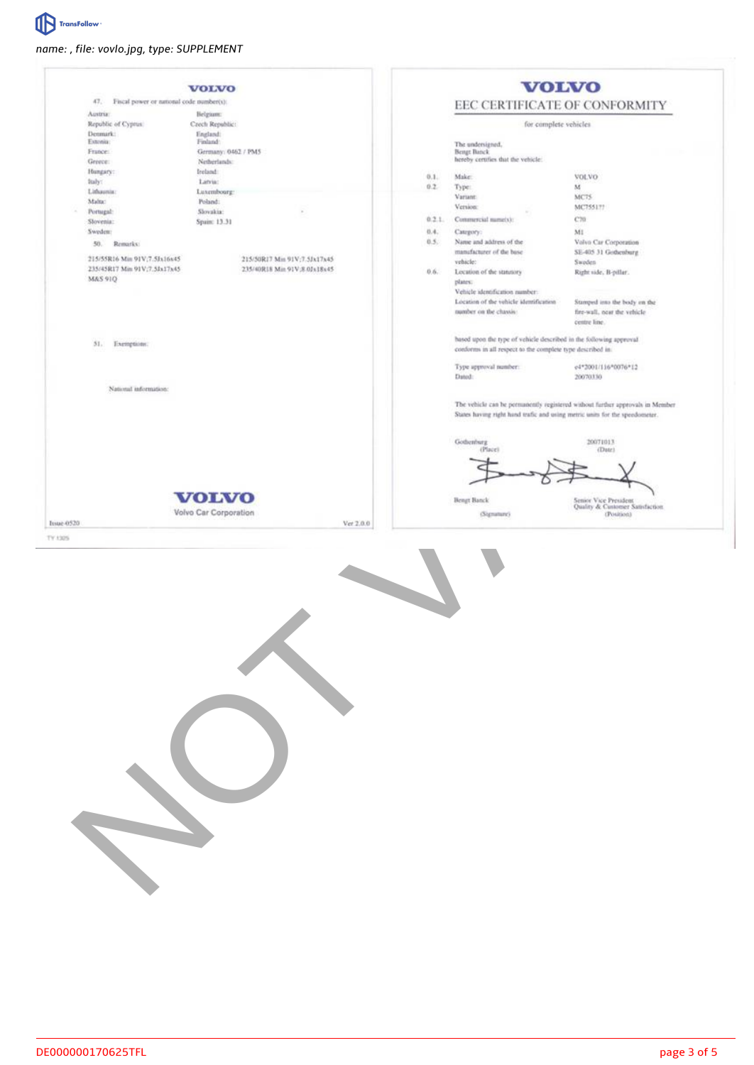name: , file: vovlo.jpg, type: SUPPLEMENT

VOLVO

47. Fiscal power or national code number(s):

| | |
|---|---|
| Austria: | Belgium: |
| Republic of Cyprus: | Czech Republic: |
| Denmark: | England: |
| Estonia: | Finland: |
| France: | Germany: 0462 / PMS |
| Greece: | Netherlands: |
| Hungary: | Ireland: |
| Italy: | Latvia: |
| Lithuania: | Luxembourg: |
| Malta: | Poland: |
| Portugal: | Slovakia: |
| Slovenia: | Spain: 13.31 |
| Sweden: | |

50. Remarks:

| | |
|---|---|
| 215/55R16 Min 91V;7.5Jx16x45 | 215/50R17 Min 91V;7.5Jx17x45 |
| 235/45R17 Min 91V;7.5Jx17x45 | 235/40R18 Min 91V;8.0Jx18x45 |
| M&S 91Q | |

51. Exemptions:

National information:

VOLVO

Volvo Car Corporation

Issue 0520 Ver 2.0.0

TY 1305

# VOLVO

## EEC CERTIFICATE OF CONFORMITY

for complete vehicles

The undersigned,
Bengt Banck
hereby certifies that the vehicle:

| | | |
|---|---|---|
| 0.1. | Make: | VOLVO |
| 0.2. | Type: | M |
| | Variant: | MC75 |
| | Version: | MC75517? |
| 0.2.1. | Commercial name(s): | C70 |
| 0.4. | Category: | M1 |
| 0.5. | Name and address of the manufacturer of the base vehicle: | Volvo Car Corporation SE-405 31 Gothenburg Sweden |
| 0.6. | Location of the statutory plates: | Right side, B-pillar. |
| | Vehicle identification number: | |
| | Location of the vehicle identification number on the chassis: | Stamped into the body on the fire-wall, near the vehicle centre line. |

based upon the type of vehicle described in the following approval conforms in all respect to the complete type described in:

| | |
|---|---|
| Type approval number: | e4*2001/116*0076*12 |
| Dated: | 20070330 |

The vehicle can be permanently registered without further approvals in Member States having right hand trafic and using metric units for the speedometer.

| | |
|---|---|
| Gothenburg | 20071013 |
| (Place) | (Date) |

| | |
|---|---|
| Bengt Banck | Senior Vice President Quality & Customer Satisfaction |
| (Signature) | (Position) |

DE000000170625TFL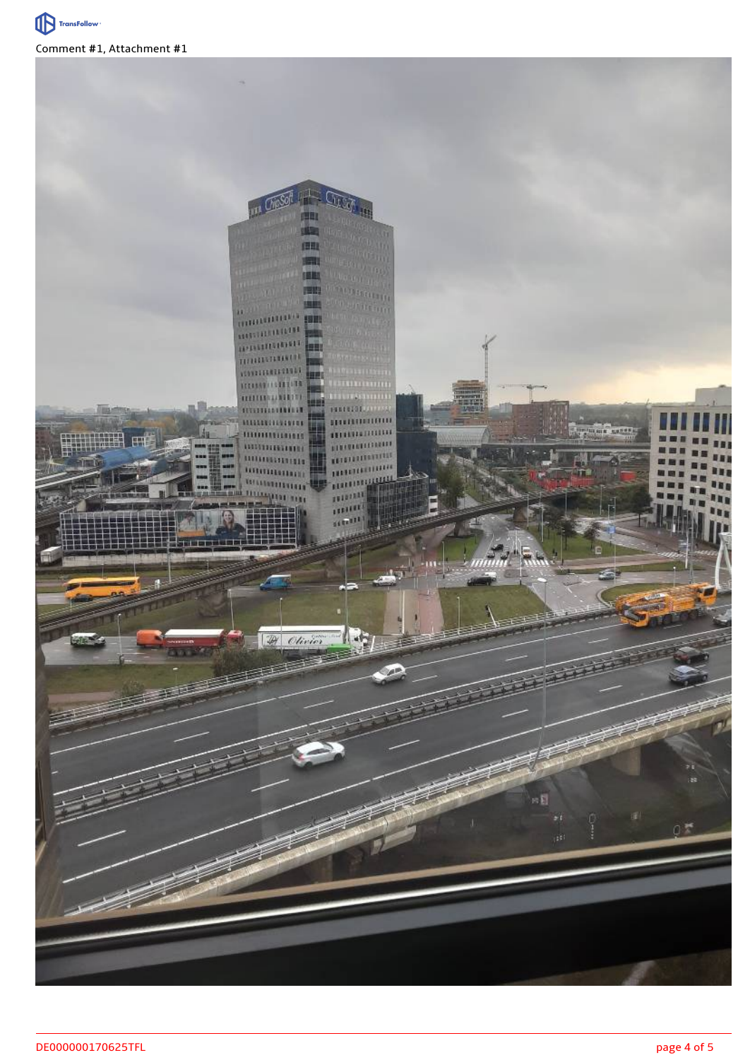Comment #1, Attachment #1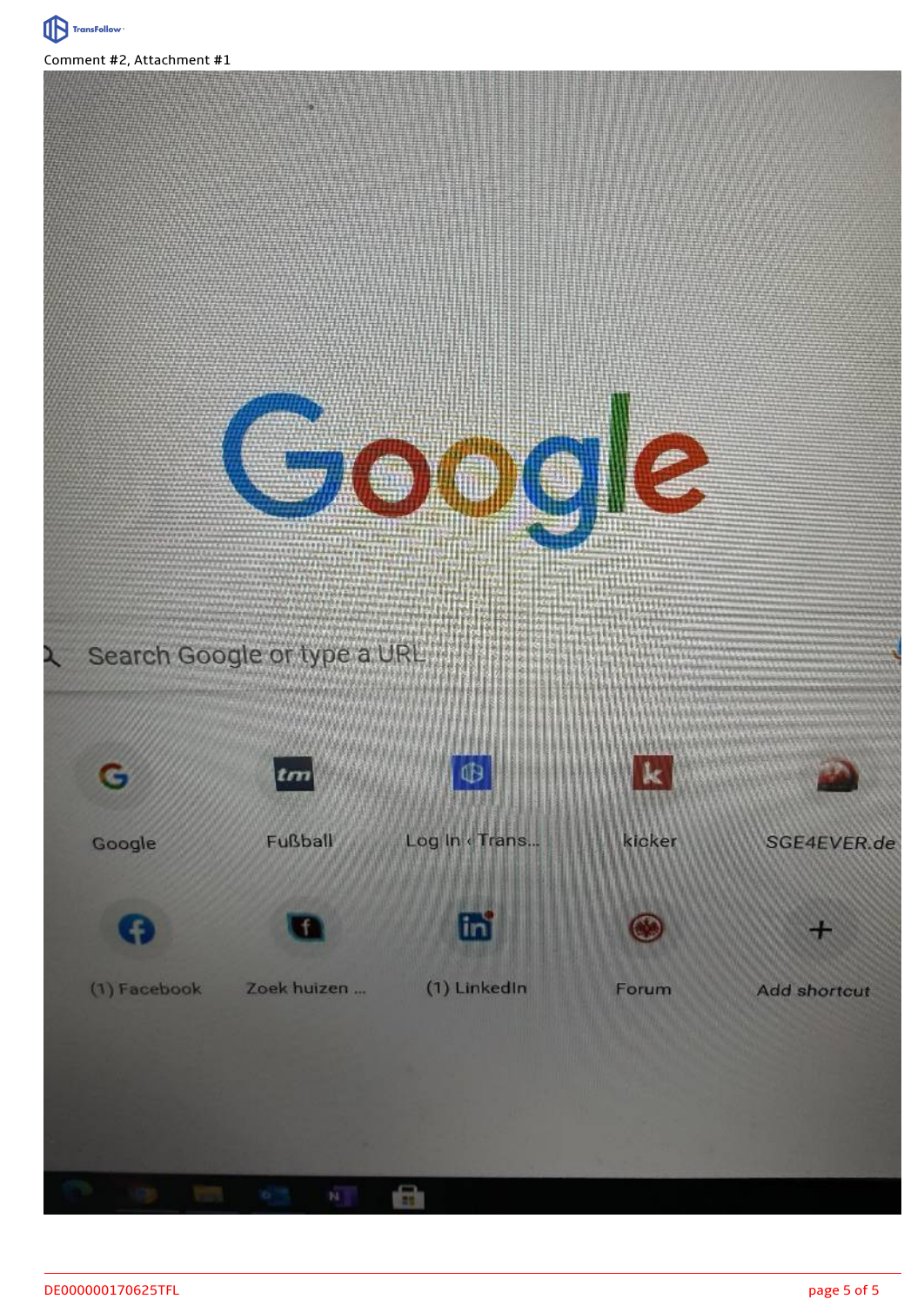Comment #2, Attachment #1